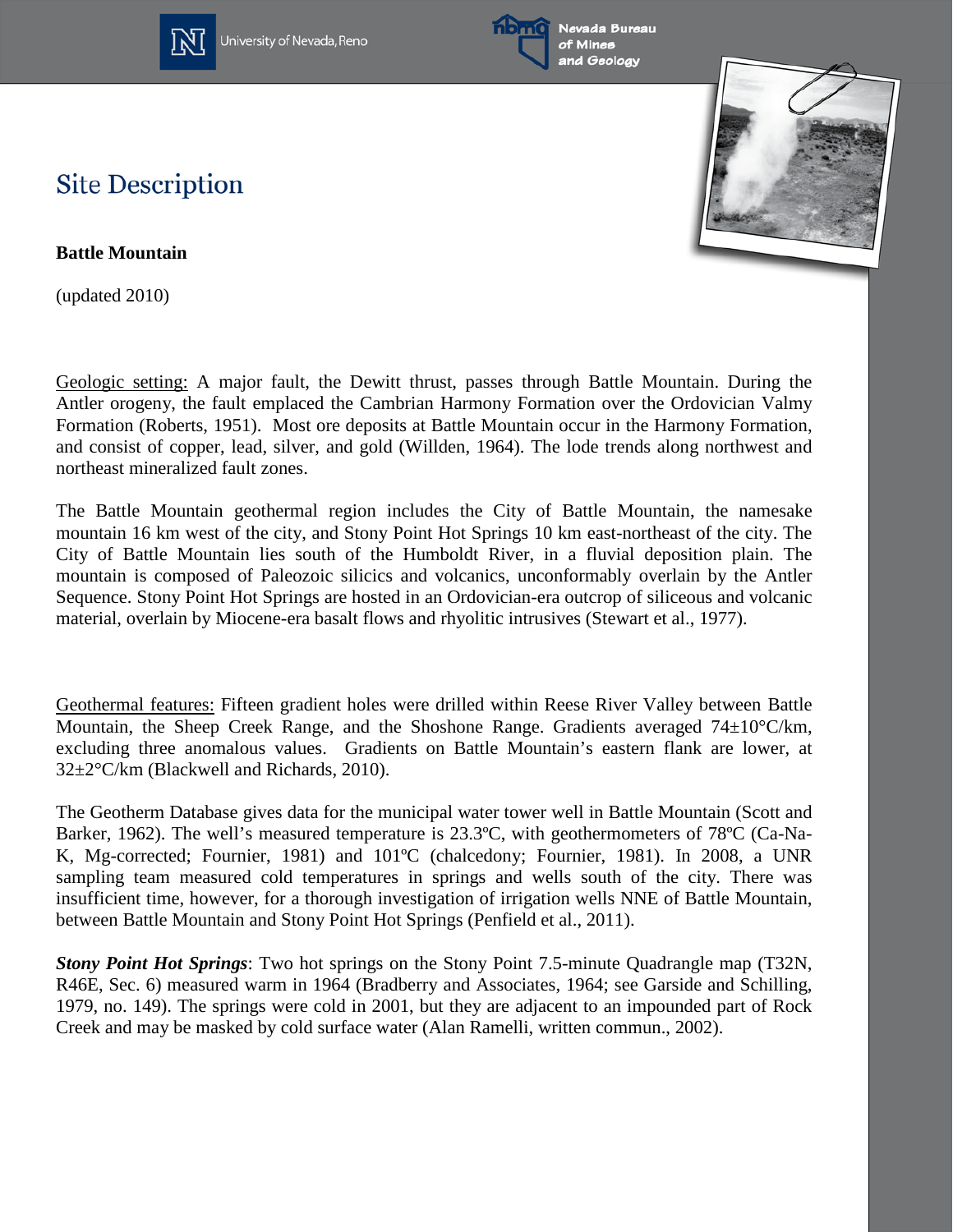# Site Description

**Battle Mountain**

(updated 2010)

Geologic setting: A major fault, the Dewitt thrust, passes through Battle Mountain. During the Antler orogeny, the fault emplaced the Cambrian Harmony Formation over the Ordovician Valmy Formation (Roberts, 1951). Most ore deposits at Battle Mountain occur in the Harmony Formation, and consist of copper, lead, silver, and gold (Willden, 1964). The lode trends along northwest and northeast mineralized fault zones.

The Battle Mountain geothermal region includes the City of Battle Mountain, the namesake mountain 16 km west of the city, and Stony Point Hot Springs 10 km east-northeast of the city. The City of Battle Mountain lies south of the Humboldt River, in a fluvial deposition plain. The mountain is composed of Paleozoic silicics and volcanics, unconformably overlain by the Antler Sequence. Stony Point Hot Springs are hosted in an Ordovician-era outcrop of siliceous and volcanic material, overlain by Miocene-era basalt flows and rhyolitic intrusives (Stewart et al., 1977).

Geothermal features: Fifteen gradient holes were drilled within Reese River Valley between Battle Mountain, the Sheep Creek Range, and the Shoshone Range. Gradients averaged 74±10°C/km, excluding three anomalous values. Gradients on Battle Mountain's eastern flank are lower, at 32±2°C/km (Blackwell and Richards, 2010).

The Geotherm Database gives data for the municipal water tower well in Battle Mountain (Scott and Barker, 1962). The well's measured temperature is 23.3ºC, with geothermometers of 78ºC (Ca-Na-K, Mg-corrected; Fournier, 1981) and 101ºC (chalcedony; Fournier, 1981). In 2008, a UNR sampling team measured cold temperatures in springs and wells south of the city. There was insufficient time, however, for a thorough investigation of irrigation wells NNE of Battle Mountain, between Battle Mountain and Stony Point Hot Springs (Penfield et al., 2011).

***Stony Point Hot Springs***: Two hot springs on the Stony Point 7.5-minute Quadrangle map (T32N, R46E, Sec. 6) measured warm in 1964 (Bradberry and Associates, 1964; see Garside and Schilling, 1979, no. 149). The springs were cold in 2001, but they are adjacent to an impounded part of Rock Creek and may be masked by cold surface water (Alan Ramelli, written commun., 2002).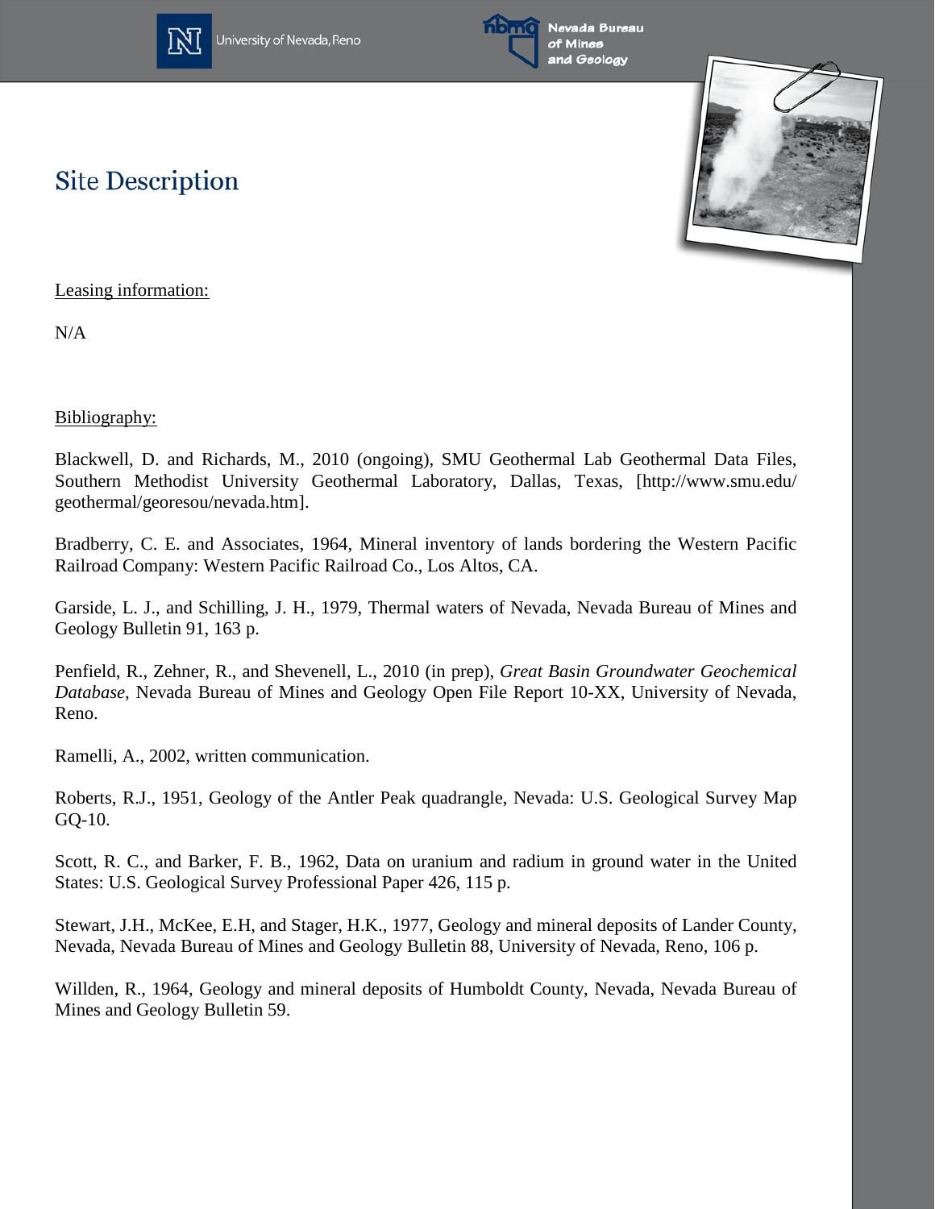# Site Description

Leasing information:

N/A

Bibliography:

Blackwell, D. and Richards, M., 2010 (ongoing), SMU Geothermal Lab Geothermal Data Files, Southern Methodist University Geothermal Laboratory, Dallas, Texas, [http://www.smu.edu/geothermal/georesou/nevada.htm].

Bradberry, C. E. and Associates, 1964, Mineral inventory of lands bordering the Western Pacific Railroad Company: Western Pacific Railroad Co., Los Altos, CA.

Garside, L. J., and Schilling, J. H., 1979, Thermal waters of Nevada, Nevada Bureau of Mines and Geology Bulletin 91, 163 p.

Penfield, R., Zehner, R., and Shevenell, L., 2010 (in prep), *Great Basin Groundwater Geochemical Database*, Nevada Bureau of Mines and Geology Open File Report 10-XX, University of Nevada, Reno.

Ramelli, A., 2002, written communication.

Roberts, R.J., 1951, Geology of the Antler Peak quadrangle, Nevada: U.S. Geological Survey Map GQ-10.

Scott, R. C., and Barker, F. B., 1962, Data on uranium and radium in ground water in the United States: U.S. Geological Survey Professional Paper 426, 115 p.

Stewart, J.H., McKee, E.H, and Stager, H.K., 1977, Geology and mineral deposits of Lander County, Nevada, Nevada Bureau of Mines and Geology Bulletin 88, University of Nevada, Reno, 106 p.

Willden, R., 1964, Geology and mineral deposits of Humboldt County, Nevada, Nevada Bureau of Mines and Geology Bulletin 59.